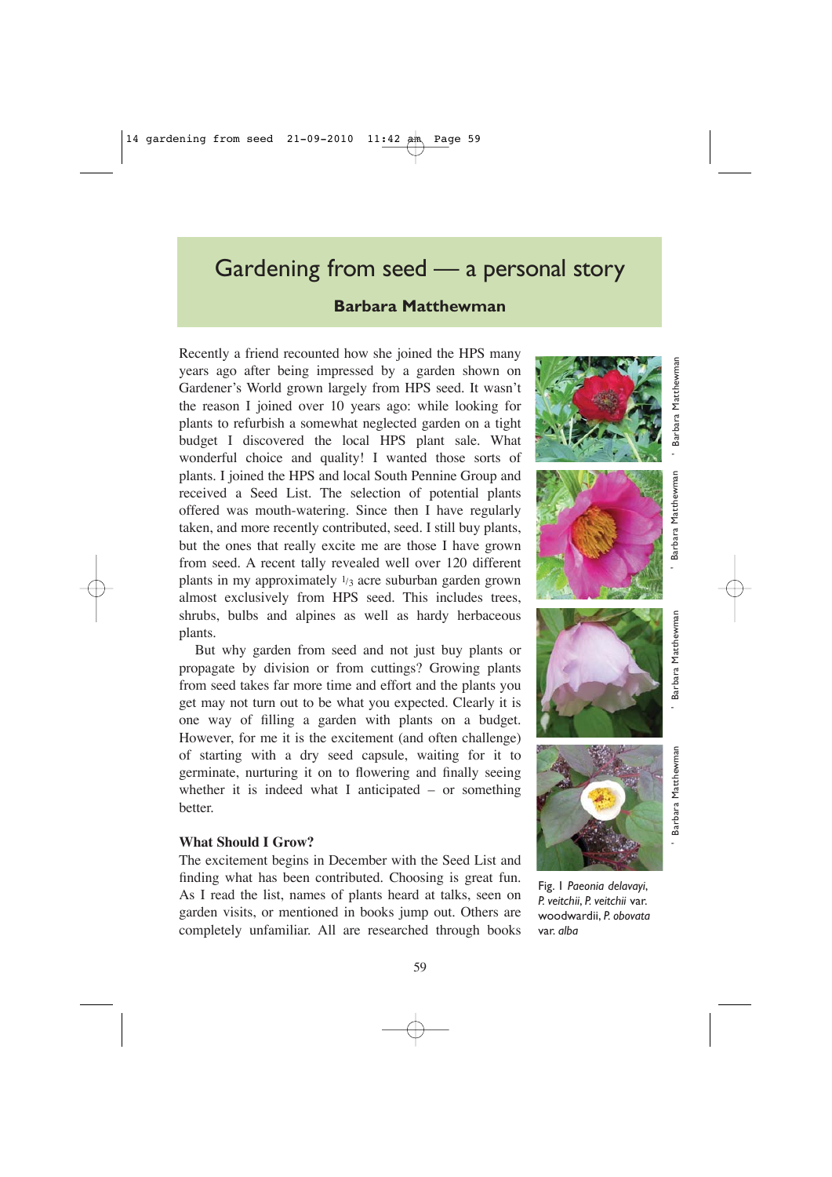# Gardening from seed — a personal story

**Barbara Matthewman**

Recently a friend recounted how she joined the HPS many years ago after being impressed by a garden shown on Gardener's World grown largely from HPS seed. It wasn't the reason I joined over 10 years ago: while looking for plants to refurbish a somewhat neglected garden on a tight budget I discovered the local HPS plant sale. What wonderful choice and quality! I wanted those sorts of plants. I joined the HPS and local South Pennine Group and received a Seed List. The selection of potential plants offered was mouth-watering. Since then I have regularly taken, and more recently contributed, seed. I still buy plants, but the ones that really excite me are those I have grown from seed. A recent tally revealed well over 120 different plants in my approximately 1/3 acre suburban garden grown almost exclusively from HPS seed. This includes trees, shrubs, bulbs and alpines as well as hardy herbaceous plants.

But why garden from seed and not just buy plants or propagate by division or from cuttings? Growing plants from seed takes far more time and effort and the plants you get may not turn out to be what you expected. Clearly it is one way of filling a garden with plants on a budget. However, for me it is the excitement (and often challenge) of starting with a dry seed capsule, waiting for it to germinate, nurturing it on to flowering and finally seeing whether it is indeed what I anticipated – or something better.

### What Should I Grow?

The excitement begins in December with the Seed List and finding what has been contributed. Choosing is great fun. As I read the list, names of plants heard at talks, seen on garden visits, or mentioned in books jump out. Others are completely unfamiliar. All are researched through books

Fig. 1 *Paeonia delavayi*, *P. veitchii*, *P. veitchii* var. woodwardii, *P. obovata* var. *alba*

© Barbara Matthewman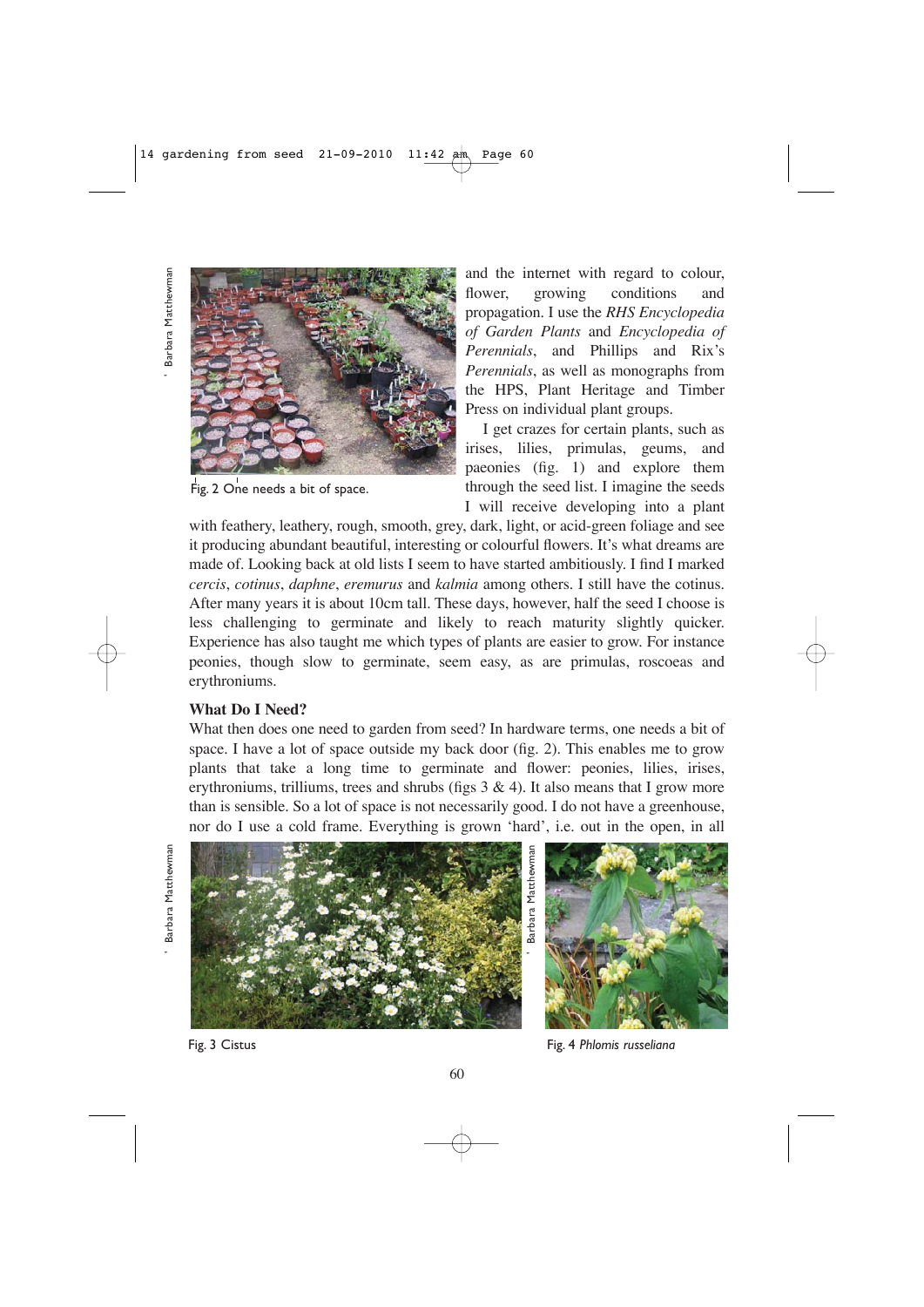and the internet with regard to colour, flower, growing conditions and propagation. I use the *RHS Encyclopedia of Garden Plants* and *Encyclopedia of Perennials*, and Phillips and Rix's *Perennials*, as well as monographs from the HPS, Plant Heritage and Timber Press on individual plant groups.

I get crazes for certain plants, such as irises, lilies, primulas, geums, and paeonies (fig. 1) and explore them through the seed list. I imagine the seeds I will receive developing into a plant with feathery, leathery, rough, smooth, grey, dark, light, or acid-green foliage and see it producing abundant beautiful, interesting or colourful flowers. It's what dreams are made of. Looking back at old lists I seem to have started ambitiously. I find I marked *cercis*, *cotinus*, *daphne*, *eremurus* and *kalmia* among others. I still have the cotinus. After many years it is about 10cm tall. These days, however, half the seed I choose is less challenging to germinate and likely to reach maturity slightly quicker. Experience has also taught me which types of plants are easier to grow. For instance peonies, though slow to germinate, seem easy, as are primulas, roscoeas and erythroniums.

Fig. 2 One needs a bit of space.

**What Do I Need?**

What then does one need to garden from seed? In hardware terms, one needs a bit of space. I have a lot of space outside my back door (fig. 2). This enables me to grow plants that take a long time to germinate and flower: peonies, lilies, irises, erythroniums, trilliums, trees and shrubs (figs 3 & 4). It also means that I grow more than is sensible. So a lot of space is not necessarily good. I do not have a greenhouse, nor do I use a cold frame. Everything is grown 'hard', i.e. out in the open, in all

Fig. 3 Cistus

Fig. 4 *Phlomis russeliana*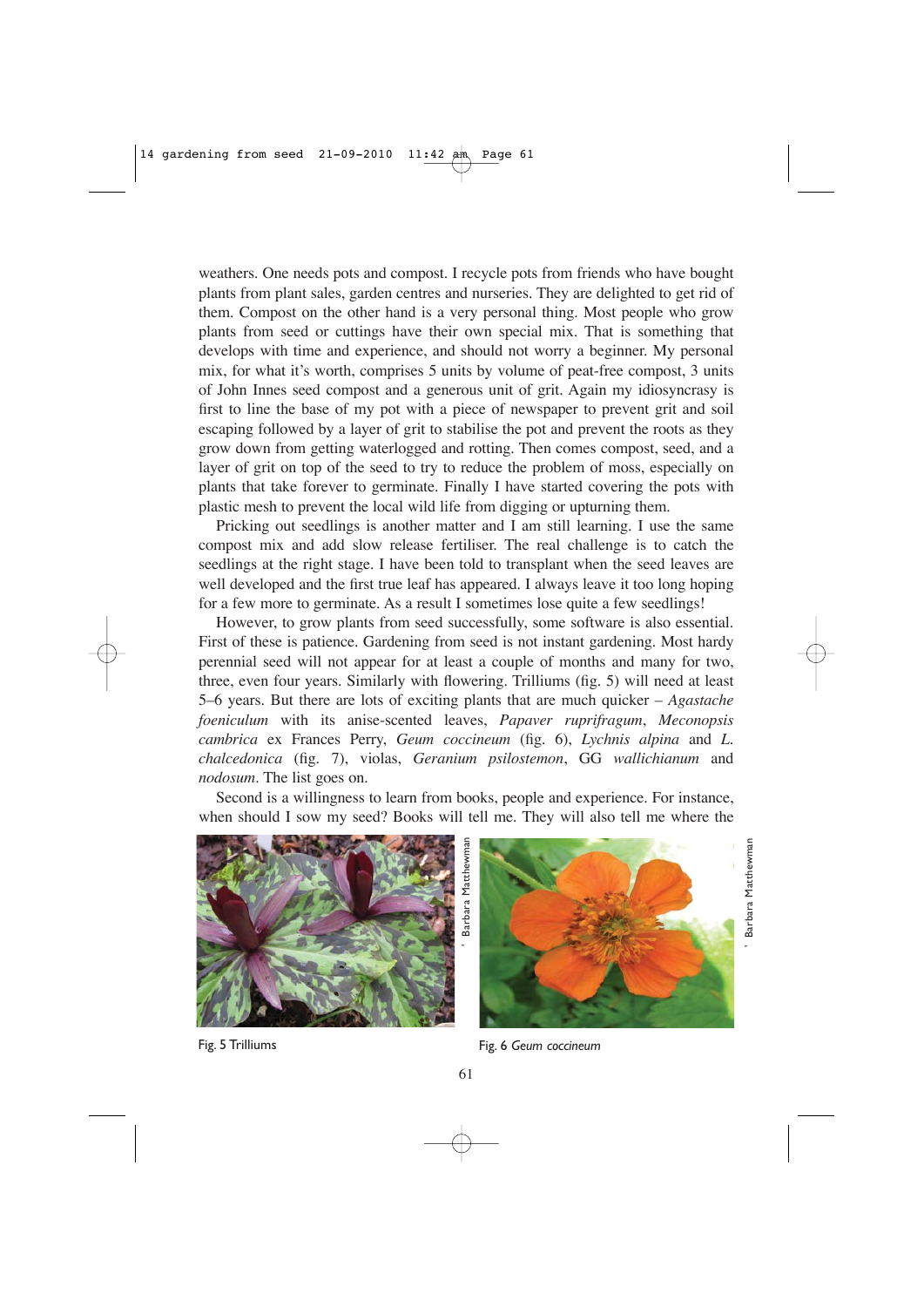weathers. One needs pots and compost. I recycle pots from friends who have bought plants from plant sales, garden centres and nurseries. They are delighted to get rid of them. Compost on the other hand is a very personal thing. Most people who grow plants from seed or cuttings have their own special mix. That is something that develops with time and experience, and should not worry a beginner. My personal mix, for what it's worth, comprises 5 units by volume of peat-free compost, 3 units of John Innes seed compost and a generous unit of grit. Again my idiosyncrasy is first to line the base of my pot with a piece of newspaper to prevent grit and soil escaping followed by a layer of grit to stabilise the pot and prevent the roots as they grow down from getting waterlogged and rotting. Then comes compost, seed, and a layer of grit on top of the seed to try to reduce the problem of moss, especially on plants that take forever to germinate. Finally I have started covering the pots with plastic mesh to prevent the local wild life from digging or upturning them.

Pricking out seedlings is another matter and I am still learning. I use the same compost mix and add slow release fertiliser. The real challenge is to catch the seedlings at the right stage. I have been told to transplant when the seed leaves are well developed and the first true leaf has appeared. I always leave it too long hoping for a few more to germinate. As a result I sometimes lose quite a few seedlings!

However, to grow plants from seed successfully, some software is also essential. First of these is patience. Gardening from seed is not instant gardening. Most hardy perennial seed will not appear for at least a couple of months and many for two, three, even four years. Similarly with flowering. Trilliums (fig. 5) will need at least 5–6 years. But there are lots of exciting plants that are much quicker – *Agastache foeniculum* with its anise-scented leaves, *Papaver rupifragum*, *Meconopsis cambrica* ex Frances Perry, *Geum coccineum* (fig. 6), *Lychnis alpina* and *L. chalcedonica* (fig. 7), violas, *Geranium psilostemon*, GG *wallichianum* and *nodosum*. The list goes on.

Second is a willingness to learn from books, people and experience. For instance, when should I sow my seed? Books will tell me. They will also tell me where the

© Barbara Matthewman

Fig. 5 Trilliums

© Barbara Matthewman

Fig. 6 *Geum coccineum*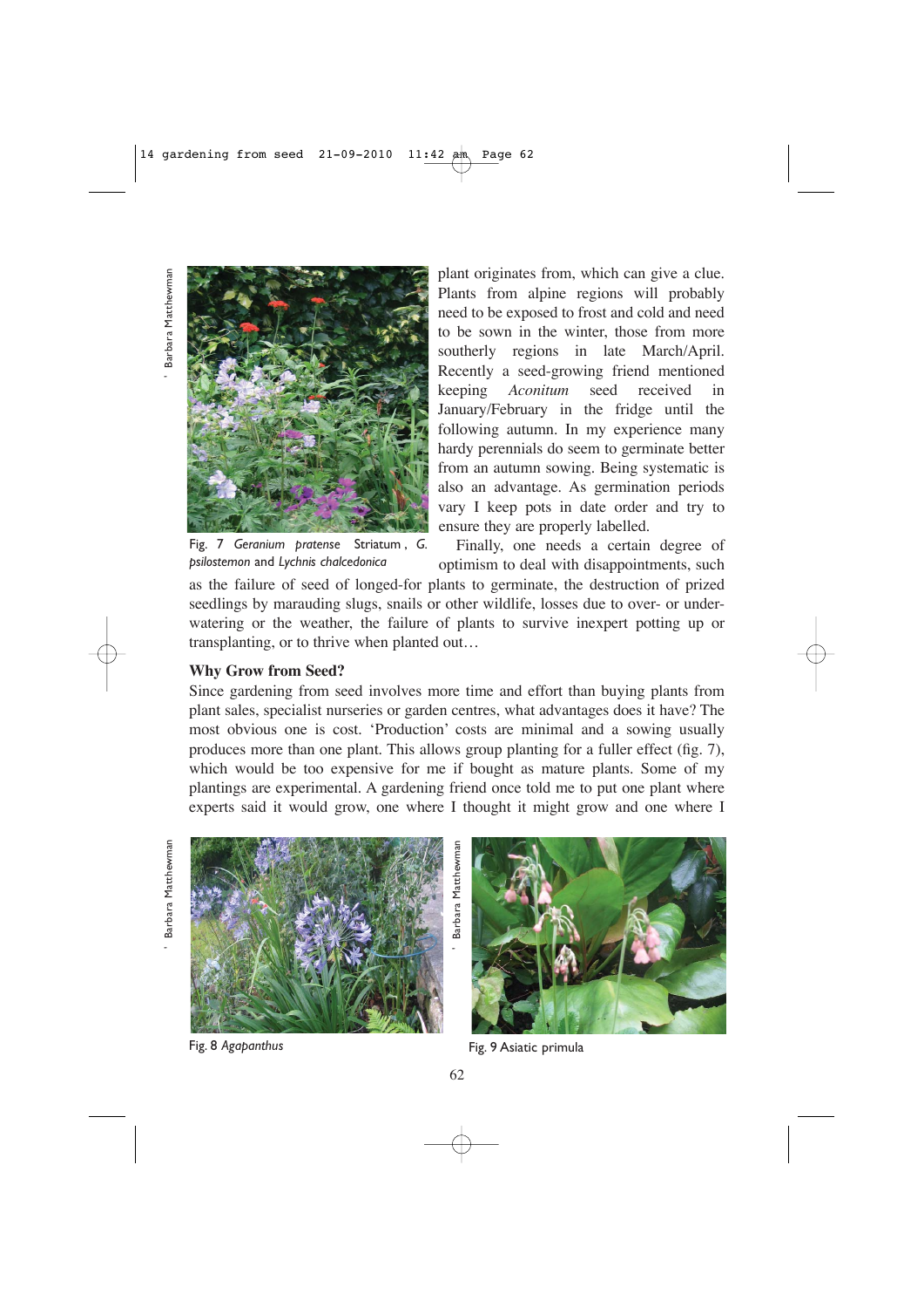plant originates from, which can give a clue. Plants from alpine regions will probably need to be exposed to frost and cold and need to be sown in the winter, those from more southerly regions in late March/April. Recently a seed-growing friend mentioned keeping *Aconitum* seed received in January/February in the fridge until the following autumn. In my experience many hardy perennials do seem to germinate better from an autumn sowing. Being systematic is also an advantage. As germination periods vary I keep pots in date order and try to ensure they are properly labelled.

Fig. 7 *Geranium pratense* Striatum, *G. psilostemon* and *Lychnis chalcedonica*

Finally, one needs a certain degree of optimism to deal with disappointments, such as the failure of seed of longed-for plants to germinate, the destruction of prized seedlings by marauding slugs, snails or other wildlife, losses due to over- or under-watering or the weather, the failure of plants to survive inexpert potting up or transplanting, or to thrive when planted out…

## Why Grow from Seed?

Since gardening from seed involves more time and effort than buying plants from plant sales, specialist nurseries or garden centres, what advantages does it have? The most obvious one is cost. 'Production' costs are minimal and a sowing usually produces more than one plant. This allows group planting for a fuller effect (fig. 7), which would be too expensive for me if bought as mature plants. Some of my plantings are experimental. A gardening friend once told me to put one plant where experts said it would grow, one where I thought it might grow and one where I

Fig. 8 *Agapanthus*

Fig. 9 Asiatic primula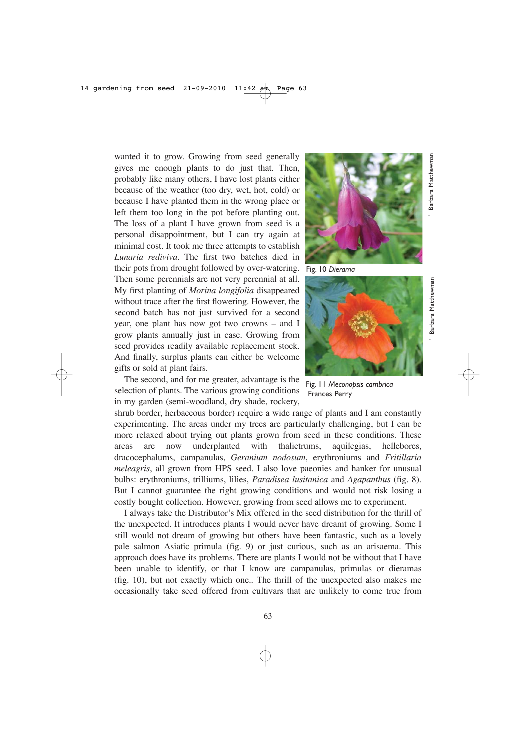wanted it to grow. Growing from seed generally gives me enough plants to do just that. Then, probably like many others, I have lost plants either because of the weather (too dry, wet, hot, cold) or because I have planted them in the wrong place or left them too long in the pot before planting out. The loss of a plant I have grown from seed is a personal disappointment, but I can try again at minimal cost. It took me three attempts to establish *Lunaria rediviva*. The first two batches died in their pots from drought followed by over-watering. Then some perennials are not very perennial at all. My first planting of *Morina longifolia* disappeared without trace after the first flowering. However, the second batch has not just survived for a second year, one plant has now got two crowns – and I grow plants annually just in case. Growing from seed provides readily available replacement stock. And finally, surplus plants can either be welcome gifts or sold at plant fairs.

Fig. 10 *Dierama*

© Barbara Matthewman

Fig. 11 *Meconopsis cambrica* Frances Perry

© Barbara Matthewman

The second, and for me greater, advantage is the selection of plants. The various growing conditions in my garden (semi-woodland, dry shade, rockery, shrub border, herbaceous border) require a wide range of plants and I am constantly experimenting. The areas under my trees are particularly challenging, but I can be more relaxed about trying out plants grown from seed in these conditions. These areas are now underplanted with thalictrums, aquilegias, hellebores, dracocephalums, campanulas, *Geranium nodosum*, erythroniums and *Fritillaria meleagris*, all grown from HPS seed. I also love paeonies and hanker for unusual bulbs: erythroniums, trilliums, lilies, *Paradisea lusitanica* and *Agapanthus* (fig. 8). But I cannot guarantee the right growing conditions and would not risk losing a costly bought collection. However, growing from seed allows me to experiment.

I always take the Distributor's Mix offered in the seed distribution for the thrill of the unexpected. It introduces plants I would never have dreamt of growing. Some I still would not dream of growing but others have been fantastic, such as a lovely pale salmon Asiatic primula (fig. 9) or just curious, such as an arisaema. This approach does have its problems. There are plants I would not be without that I have been unable to identify, or that I know are campanulas, primulas or dieramas (fig. 10), but not exactly which one.. The thrill of the unexpected also makes me occasionally take seed offered from cultivars that are unlikely to come true from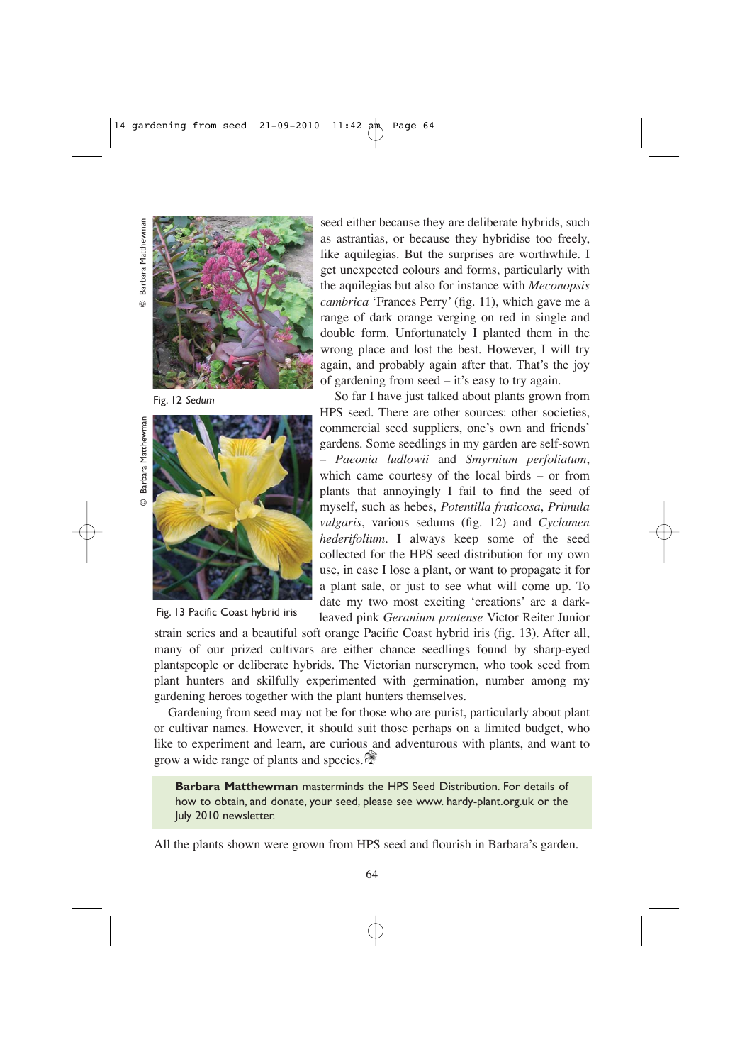Fig. 12 *Sedum*

Fig. 13 Pacific Coast hybrid iris

seed either because they are deliberate hybrids, such as astrantias, or because they hybridise too freely, like aquilegias. But the surprises are worthwhile. I get unexpected colours and forms, particularly with the aquilegias but also for instance with *Meconopsis cambrica* 'Frances Perry' (fig. 11), which gave me a range of dark orange verging on red in single and double form. Unfortunately I planted them in the wrong place and lost the best. However, I will try again, and probably again after that. That's the joy of gardening from seed – it's easy to try again.

So far I have just talked about plants grown from HPS seed. There are other sources: other societies, commercial seed suppliers, one's own and friends' gardens. Some seedlings in my garden are self-sown – *Paeonia ludlowii* and *Smyrnium perfoliatum*, which came courtesy of the local birds – or from plants that annoyingly I fail to find the seed of myself, such as hebes, *Potentilla fruticosa*, *Primula vulgaris*, various sedums (fig. 12) and *Cyclamen hederifolium*. I always keep some of the seed collected for the HPS seed distribution for my own use, in case I lose a plant, or want to propagate it for a plant sale, or just to see what will come up. To date my two most exciting 'creations' are a dark-leaved pink *Geranium pratense* Victor Reiter Junior strain series and a beautiful soft orange Pacific Coast hybrid iris (fig. 13). After all, many of our prized cultivars are either chance seedlings found by sharp-eyed plantspeople or deliberate hybrids. The Victorian nurserymen, who took seed from plant hunters and skilfully experimented with germination, number among my gardening heroes together with the plant hunters themselves.

Gardening from seed may not be for those who are purist, particularly about plant or cultivar names. However, it should suit those perhaps on a limited budget, who like to experiment and learn, are curious and adventurous with plants, and want to grow a wide range of plants and species.

**Barbara Matthewman** masterminds the HPS Seed Distribution. For details of how to obtain, and donate, your seed, please see www. hardy-plant.org.uk or the July 2010 newsletter.

All the plants shown were grown from HPS seed and flourish in Barbara's garden.